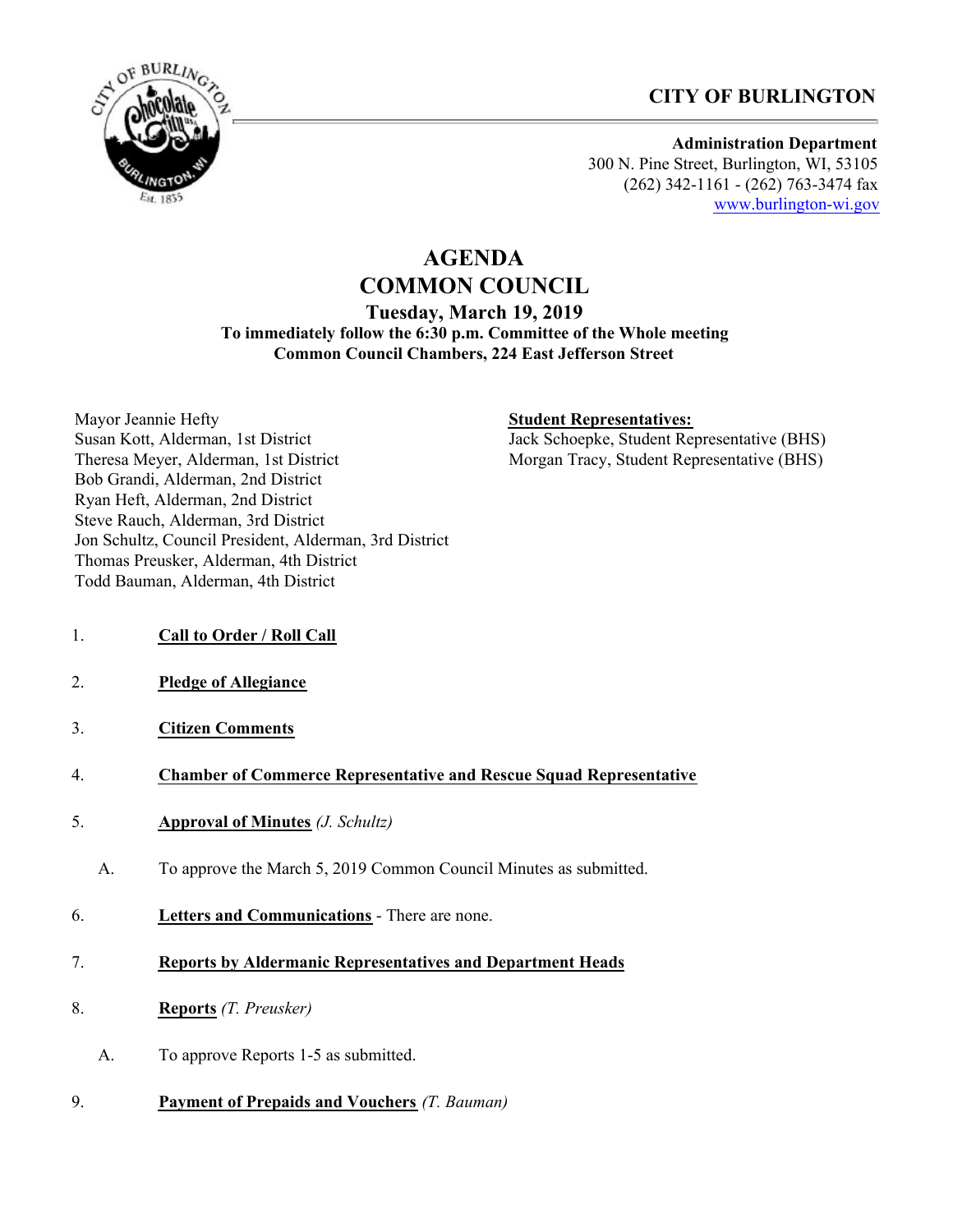**CITY OF BURLINGTON**

**Administration Department**
300 N. Pine Street, Burlington, WI, 53105
(262) 342-1161 - (262) 763-3474 fax
www.burlington-wi.gov

# AGENDA
# COMMON COUNCIL

### Tuesday, March 19, 2019

**To immediately follow the 6:30 p.m. Committee of the Whole meeting**
**Common Council Chambers, 224 East Jefferson Street**

Mayor Jeannie Hefty
Susan Kott, Alderman, 1st District
Theresa Meyer, Alderman, 1st District
Bob Grandi, Alderman, 2nd District
Ryan Heft, Alderman, 2nd District
Steve Rauch, Alderman, 3rd District
Jon Schultz, Council President, Alderman, 3rd District
Thomas Preusker, Alderman, 4th District
Todd Bauman, Alderman, 4th District

**Student Representatives:**
Jack Schoepke, Student Representative (BHS)
Morgan Tracy, Student Representative (BHS)

1. **Call to Order / Roll Call**

2. **Pledge of Allegiance**

3. **Citizen Comments**

4. **Chamber of Commerce Representative and Rescue Squad Representative**

5. **Approval of Minutes** *(J. Schultz)*

   A. To approve the March 5, 2019 Common Council Minutes as submitted.

6. **Letters and Communications** - There are none.

7. **Reports by Aldermanic Representatives and Department Heads**

8. **Reports** *(T. Preusker)*

   A. To approve Reports 1-5 as submitted.

9. **Payment of Prepaids and Vouchers** *(T. Bauman)*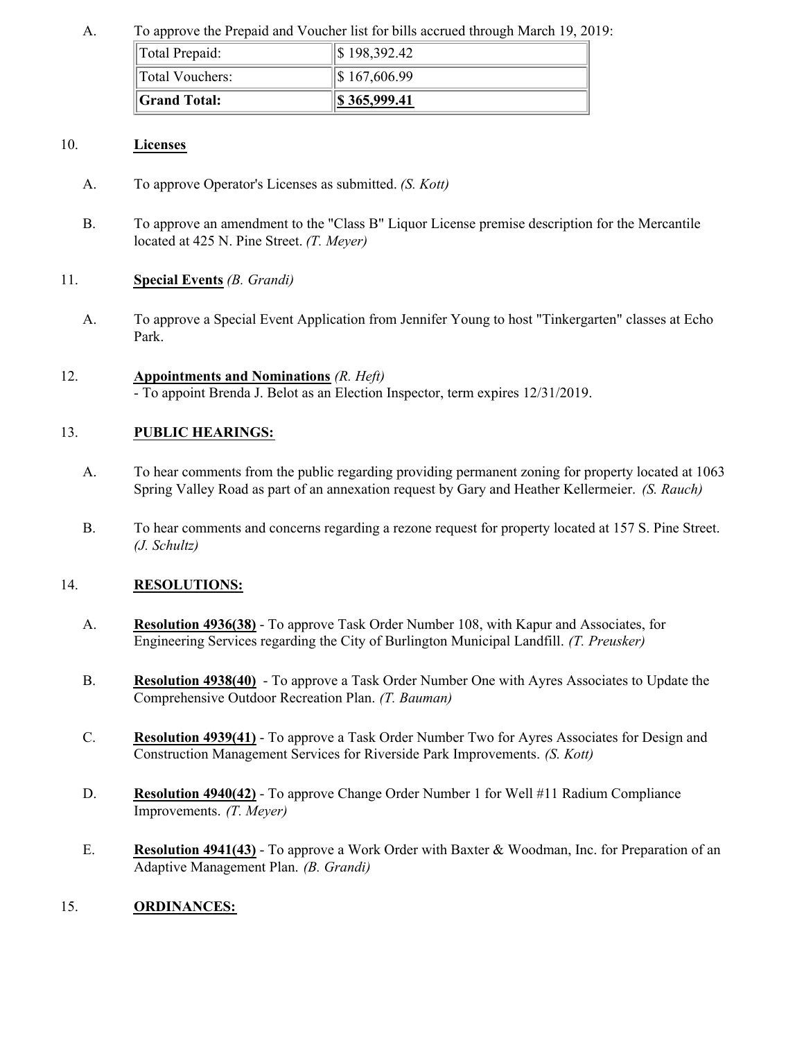A. To approve the Prepaid and Voucher list for bills accrued through March 19, 2019:

| Total Prepaid: | $ 198,392.42 |
|---|---|
| Total Vouchers: | $ 167,606.99 |
| **Grand Total:** | **$ 365,999.41** |

10. **Licenses**

   A. To approve Operator's Licenses as submitted. *(S. Kott)*

   B. To approve an amendment to the "Class B" Liquor License premise description for the Mercantile located at 425 N. Pine Street. *(T. Meyer)*

11. **Special Events** *(B. Grandi)*

   A. To approve a Special Event Application from Jennifer Young to host "Tinkergarten" classes at Echo Park.

12. **Appointments and Nominations** *(R. Heft)*
   - To appoint Brenda J. Belot as an Election Inspector, term expires 12/31/2019.

13. **PUBLIC HEARINGS:**

   A. To hear comments from the public regarding providing permanent zoning for property located at 1063 Spring Valley Road as part of an annexation request by Gary and Heather Kellermeier. *(S. Rauch)*

   B. To hear comments and concerns regarding a rezone request for property located at 157 S. Pine Street. *(J. Schultz)*

14. **RESOLUTIONS:**

   A. **Resolution 4936(38)** - To approve Task Order Number 108, with Kapur and Associates, for Engineering Services regarding the City of Burlington Municipal Landfill. *(T. Preusker)*

   B. **Resolution 4938(40)** - To approve a Task Order Number One with Ayres Associates to Update the Comprehensive Outdoor Recreation Plan. *(T. Bauman)*

   C. **Resolution 4939(41)** - To approve a Task Order Number Two for Ayres Associates for Design and Construction Management Services for Riverside Park Improvements. *(S. Kott)*

   D. **Resolution 4940(42)** - To approve Change Order Number 1 for Well #11 Radium Compliance Improvements. *(T. Meyer)*

   E. **Resolution 4941(43)** - To approve a Work Order with Baxter & Woodman, Inc. for Preparation of an Adaptive Management Plan. *(B. Grandi)*

15. **ORDINANCES:**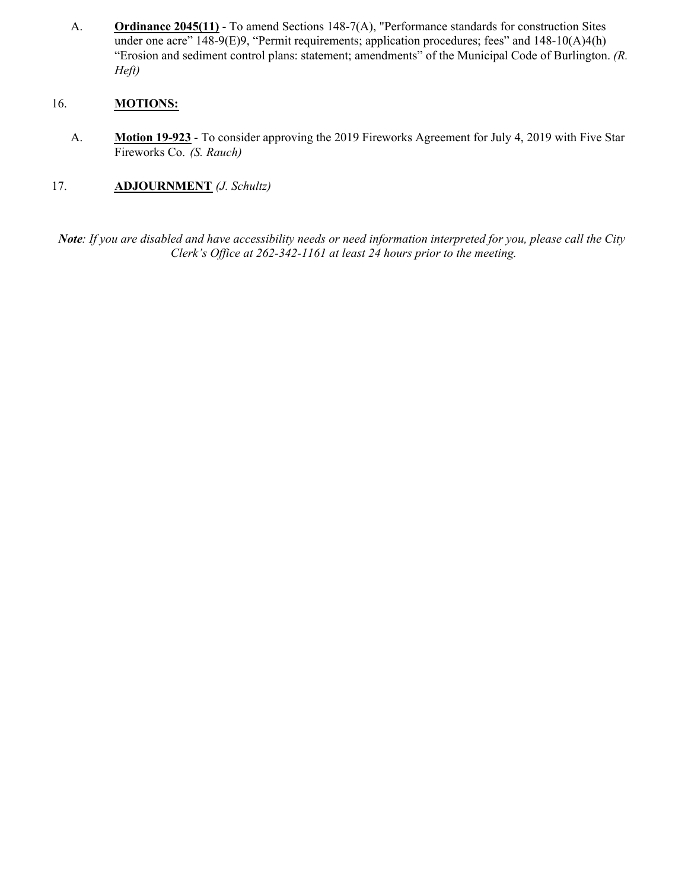A. **Ordinance 2045(11)** - To amend Sections 148-7(A), "Performance standards for construction Sites under one acre" 148-9(E)9, "Permit requirements; application procedures; fees" and 148-10(A)4(h) "Erosion and sediment control plans: statement; amendments" of the Municipal Code of Burlington. *(R. Heft)*

16. **MOTIONS:**

A. **Motion 19-923** - To consider approving the 2019 Fireworks Agreement for July 4, 2019 with Five Star Fireworks Co. *(S. Rauch)*

17. **ADJOURNMENT** *(J. Schultz)*

***Note**: If you are disabled and have accessibility needs or need information interpreted for you, please call the City Clerk's Office at 262-342-1161 at least 24 hours prior to the meeting.*